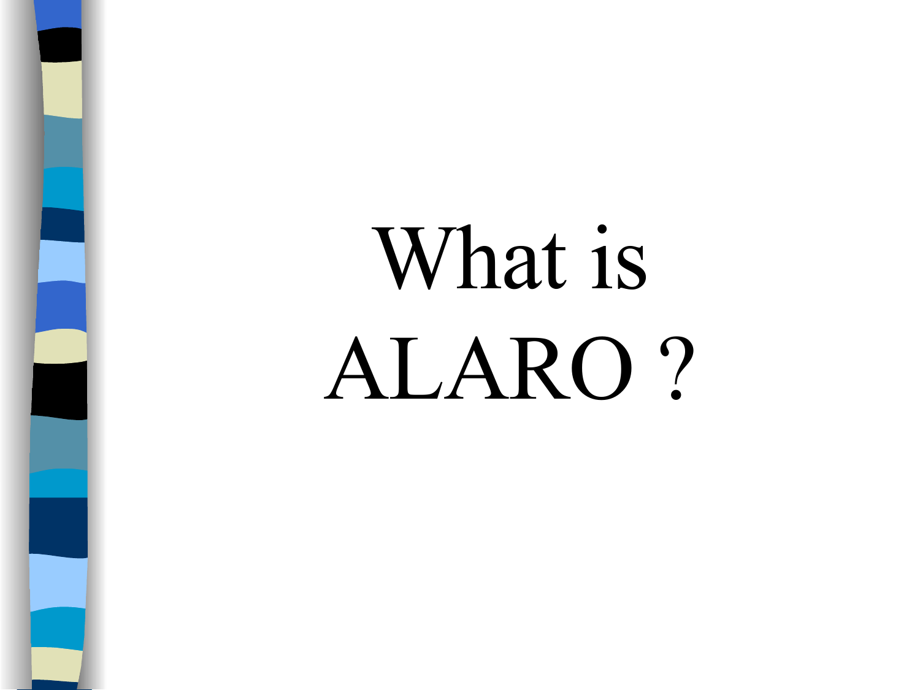# What is ALARO ?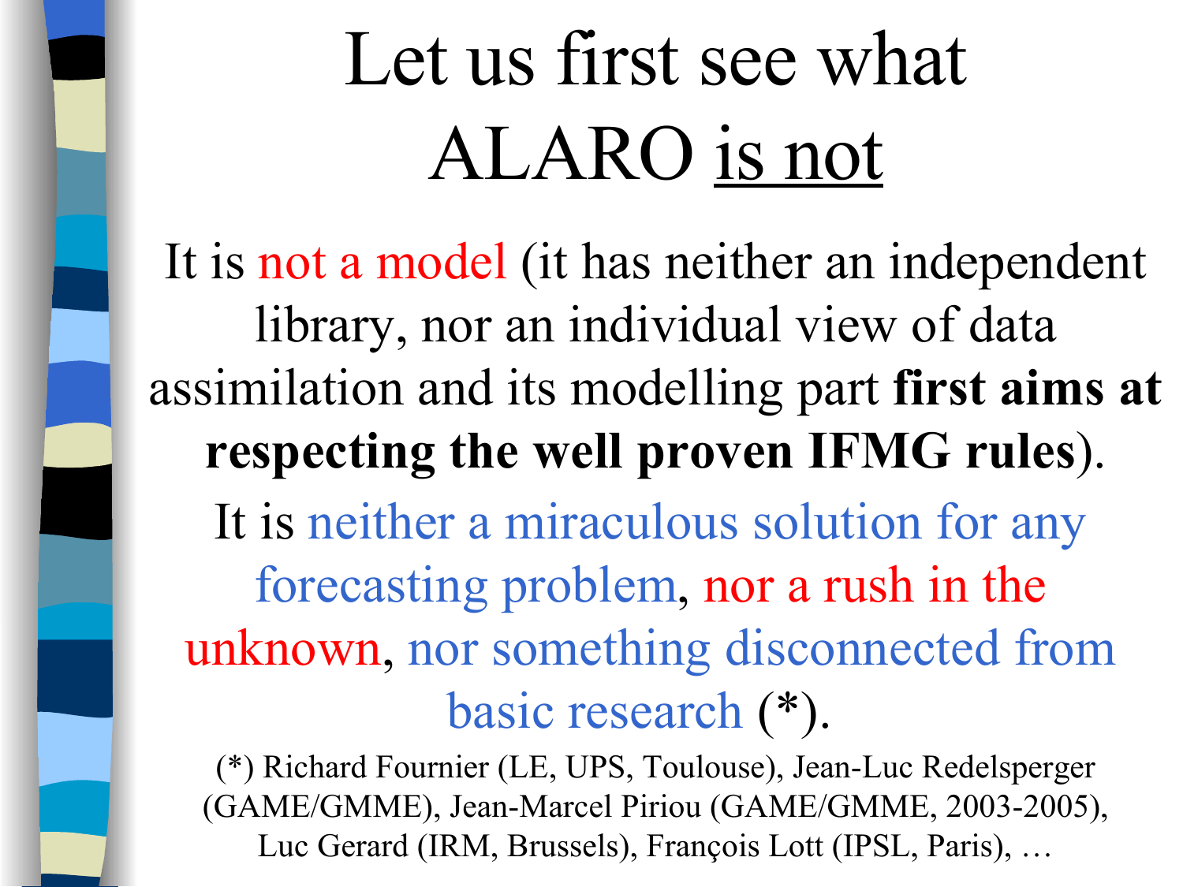# Let us first see what ALARO is not

It is not a model (it has neither an independent library, nor an individual view of data assimilation and its modelling part **first aims at respecting the well proven IFMG rules**).

It is neither a miraculous solution for any forecasting problem, nor a rush in the unknown, nor something disconnected from basic research (*).

(*) Richard Fournier (LE, UPS, Toulouse), Jean-Luc Redelsperger (GAME/GMME), Jean-Marcel Piriou (GAME/GMME, 2003-2005), Luc Gerard (IRM, Brussels), François Lott (IPSL, Paris), …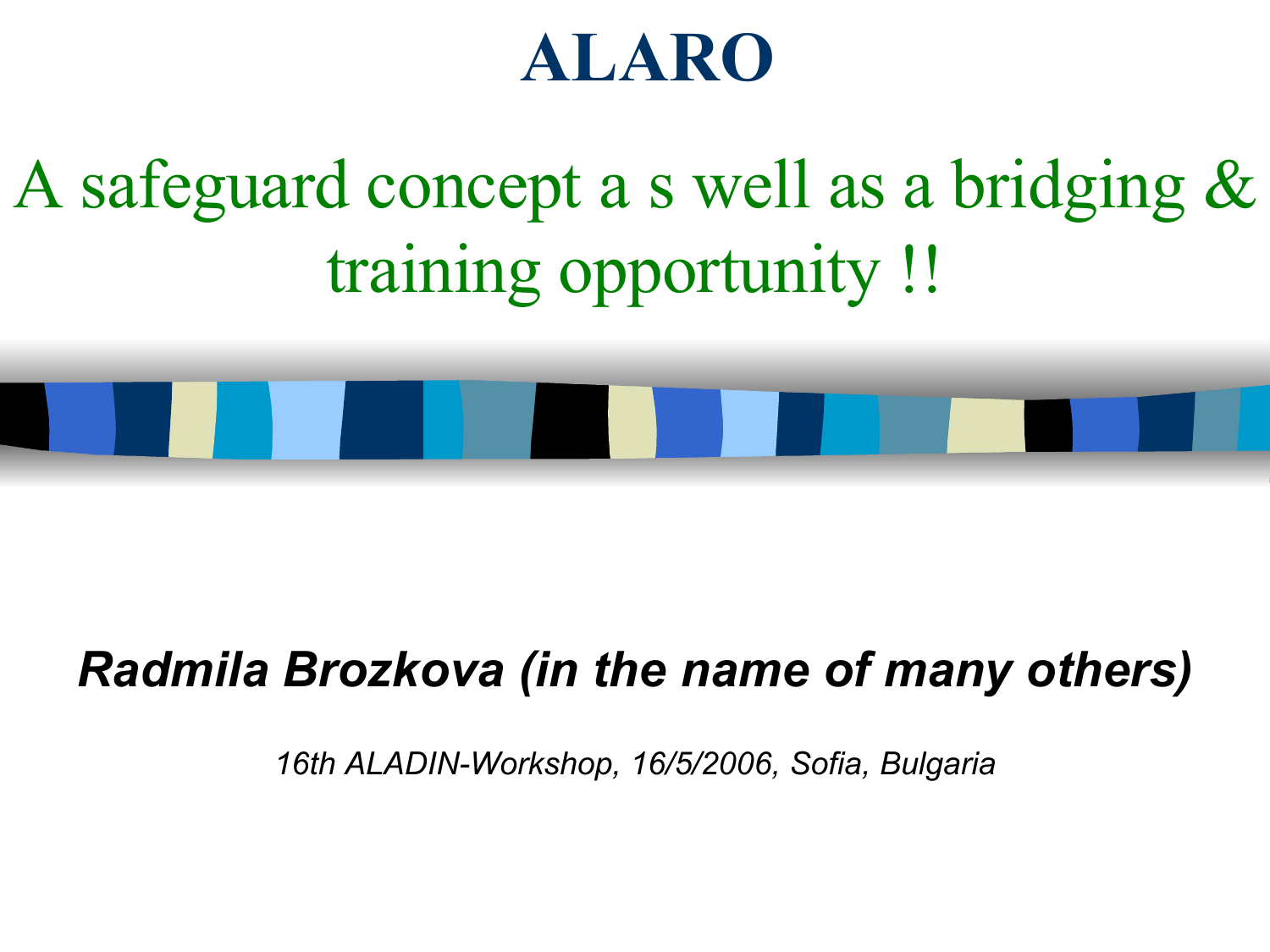# ALARO

## A safeguard concept a s well as a bridging & training opportunity !!

***Radmila Brozkova (in the name of many others)***

*16th ALADIN-Workshop, 16/5/2006, Sofia, Bulgaria*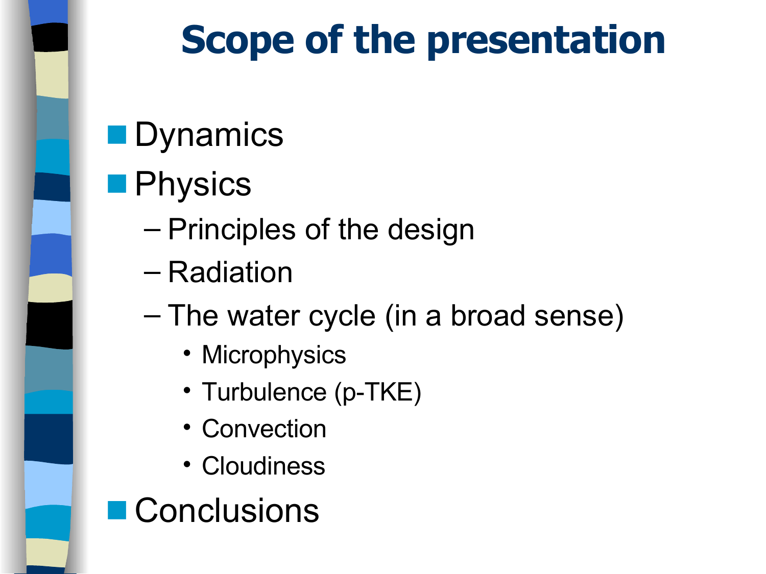# Scope of the presentation

- Dynamics
- Physics
  - Principles of the design
  - Radiation
  - The water cycle (in a broad sense)
    - Microphysics
    - Turbulence (p-TKE)
    - Convection
    - Cloudiness
- Conclusions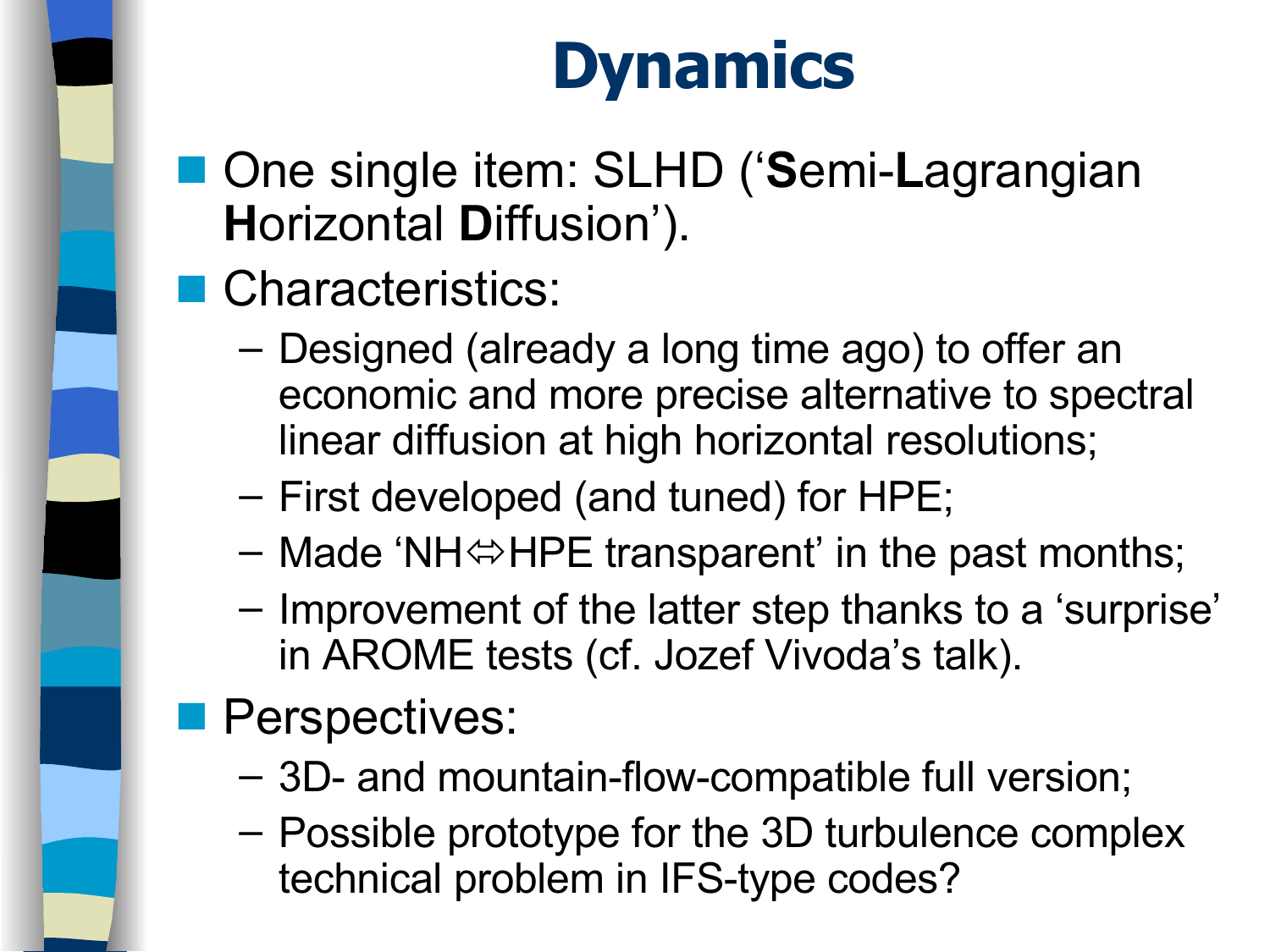# Dynamics

- One single item: SLHD (‘**S**emi-**L**agrangian **H**orizontal **D**iffusion’).
- Characteristics:
  - Designed (already a long time ago) to offer an economic and more precise alternative to spectral linear diffusion at high horizontal resolutions;
  - First developed (and tuned) for HPE;
  - Made ‘NH⇔HPE transparent’ in the past months;
  - Improvement of the latter step thanks to a ‘surprise’ in AROME tests (cf. Jozef Vivoda’s talk).
- Perspectives:
  - 3D- and mountain-flow-compatible full version;
  - Possible prototype for the 3D turbulence complex technical problem in IFS-type codes?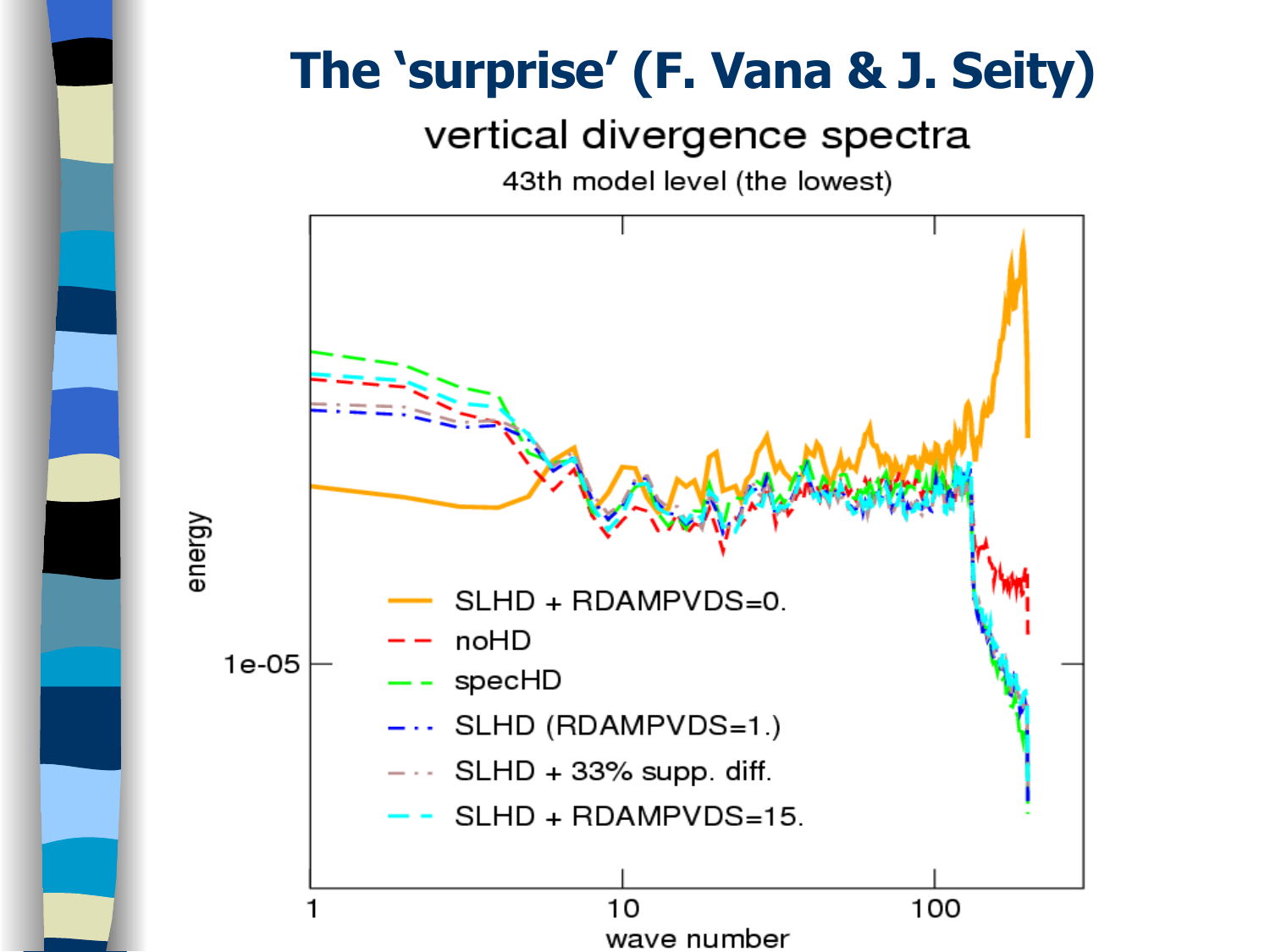# The 'surprise' (F. Vana & J. Seity)

vertical divergence spectra

43th model level (the lowest)

energy

1e-05

1 10 100

wave number

- SLHD + RDAMPVDS=0.
- noHD
- specHD
- SLHD (RDAMPVDS=1.)
- SLHD + 33% supp. diff.
- SLHD + RDAMPVDS=15.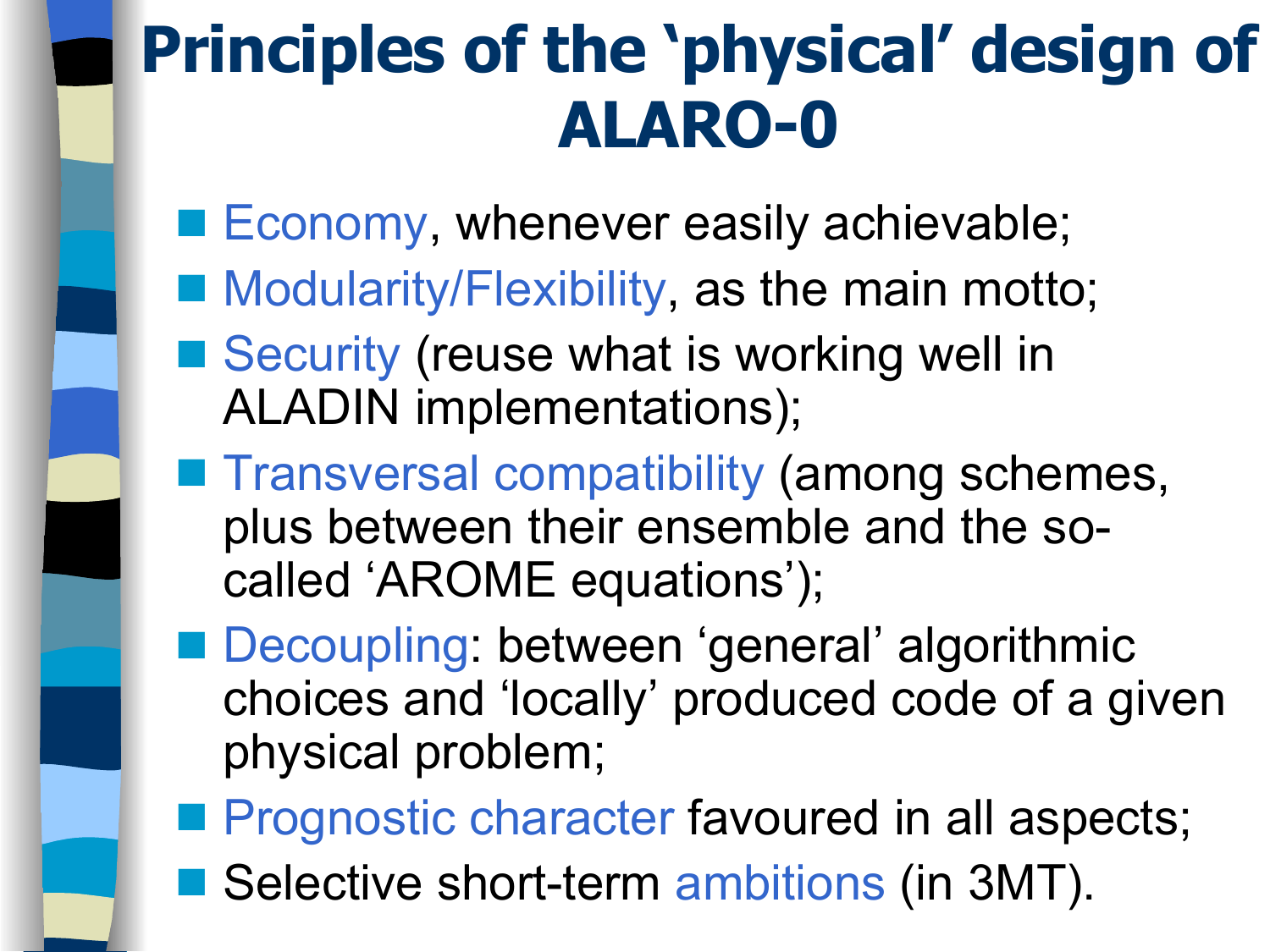# Principles of the 'physical' design of ALARO-0

- Economy, whenever easily achievable;
- Modularity/Flexibility, as the main motto;
- Security (reuse what is working well in ALADIN implementations);
- Transversal compatibility (among schemes, plus between their ensemble and the so-called 'AROME equations');
- Decoupling: between 'general' algorithmic choices and 'locally' produced code of a given physical problem;
- Prognostic character favoured in all aspects;
- Selective short-term ambitions (in 3MT).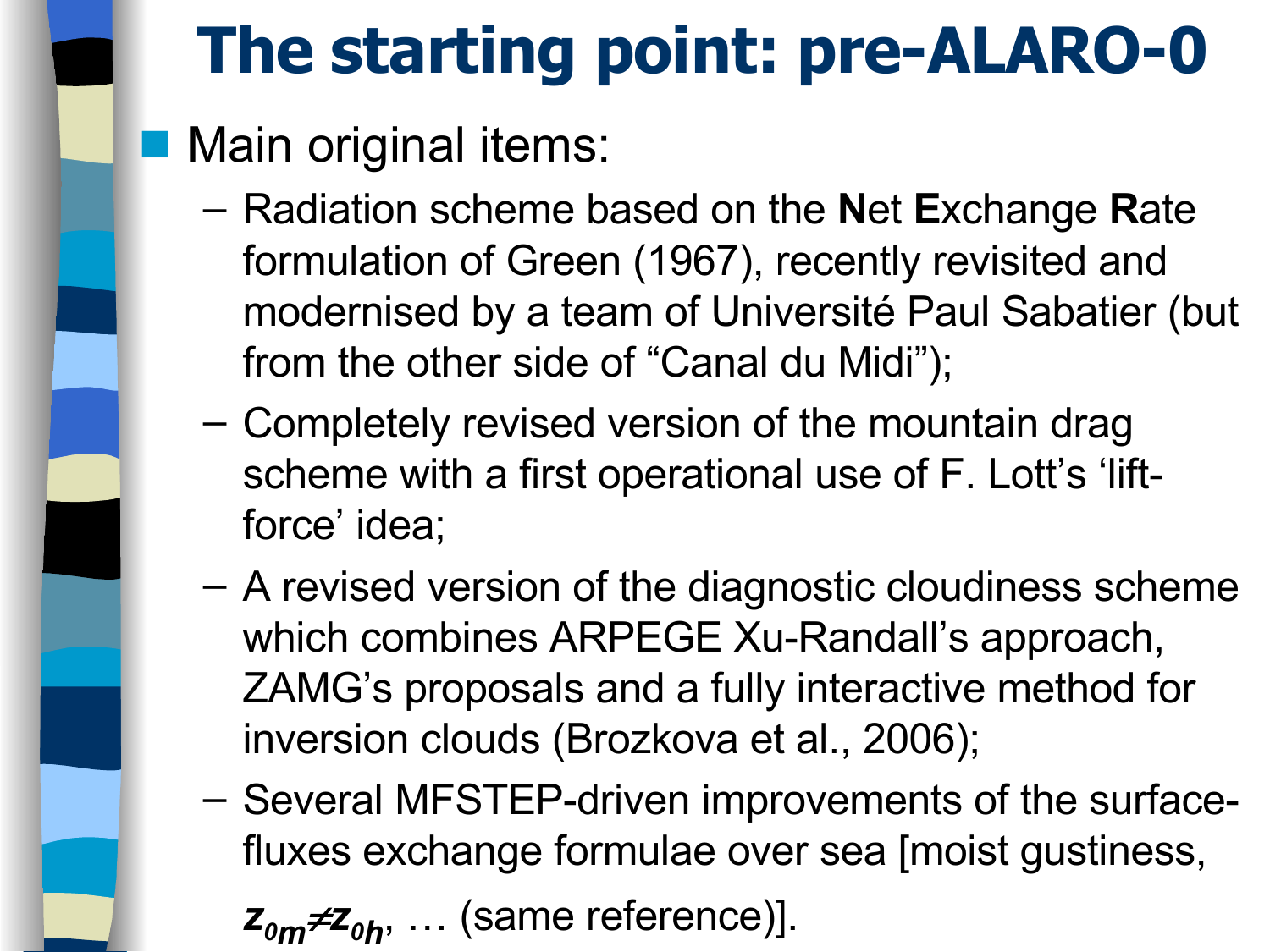# The starting point: pre-ALARO-0

- Main original items:
  - Radiation scheme based on the **N**et **E**xchange **R**ate formulation of Green (1967), recently revisited and modernised by a team of Université Paul Sabatier (but from the other side of “Canal du Midi”);
  - Completely revised version of the mountain drag scheme with a first operational use of F. Lott’s ‘lift-force’ idea;
  - A revised version of the diagnostic cloudiness scheme which combines ARPEGE Xu-Randall’s approach, ZAMG’s proposals and a fully interactive method for inversion clouds (Brozkova et al., 2006);
  - Several MFSTEP-driven improvements of the surface-fluxes exchange formulae over sea [moist gustiness, $z_{0m} \neq z_{0h}$, … (same reference)].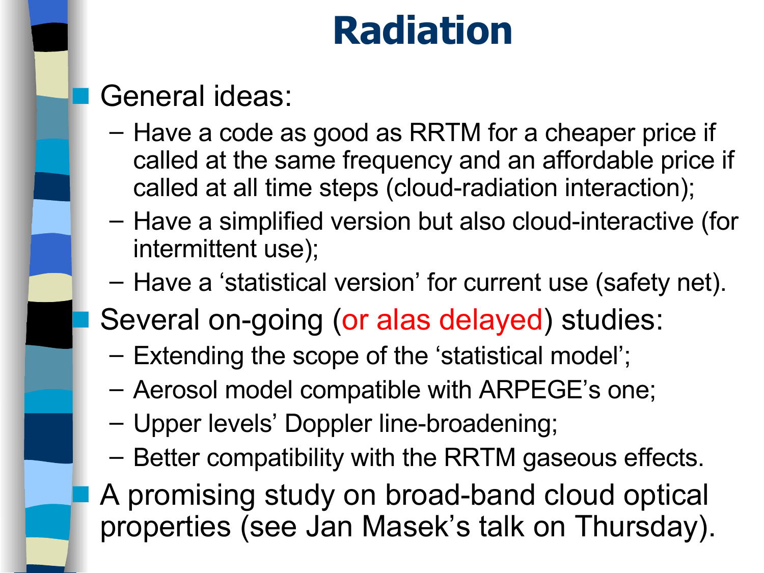# Radiation

- General ideas:
  - Have a code as good as RRTM for a cheaper price if called at the same frequency and an affordable price if called at all time steps (cloud-radiation interaction);
  - Have a simplified version but also cloud-interactive (for intermittent use);
  - Have a 'statistical version' for current use (safety net).
- Several on-going (or alas delayed) studies:
  - Extending the scope of the 'statistical model';
  - Aerosol model compatible with ARPEGE's one;
  - Upper levels' Doppler line-broadening;
  - Better compatibility with the RRTM gaseous effects.
- A promising study on broad-band cloud optical properties (see Jan Masek's talk on Thursday).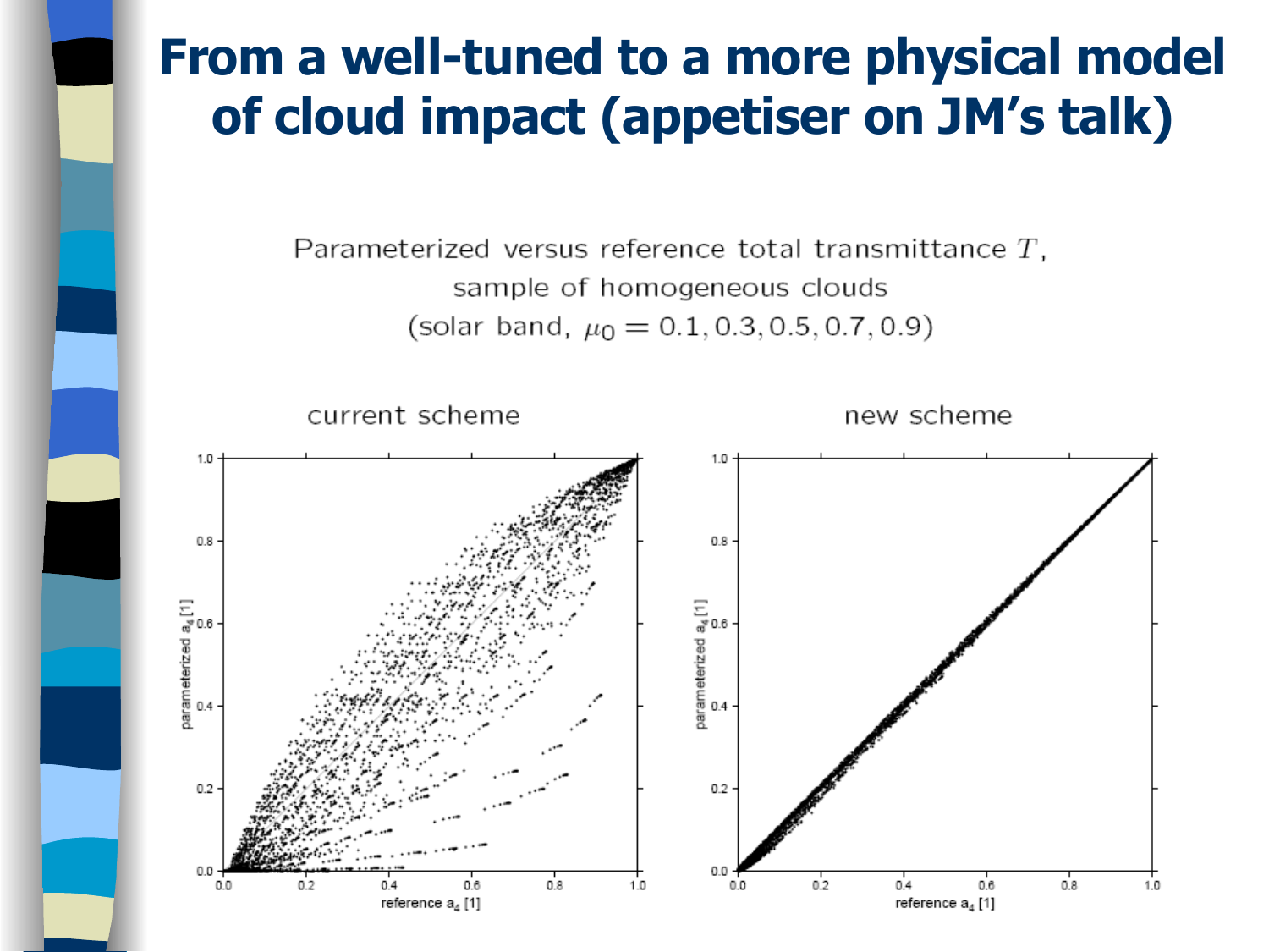# From a well-tuned to a more physical model of cloud impact (appetiser on JM's talk)

Parameterized versus reference total transmittance $T$,
sample of homogeneous clouds
(solar band, $\mu_0 = 0.1, 0.3, 0.5, 0.7, 0.9$)

current scheme

new scheme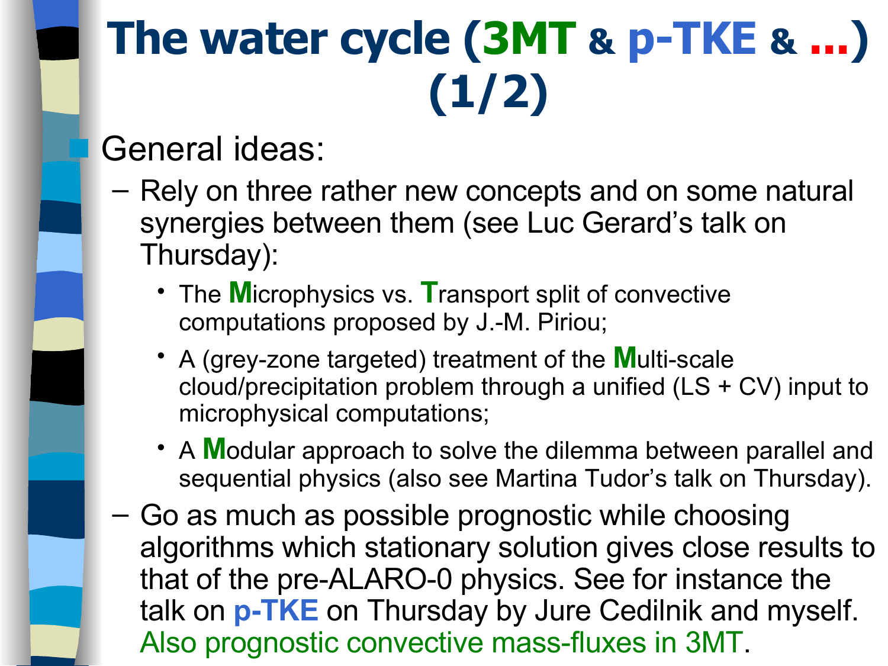# The water cycle (3MT & p-TKE & ...) (1/2)

- General ideas:
  - Rely on three rather new concepts and on some natural synergies between them (see Luc Gerard's talk on Thursday):
    - The **M**icrophysics vs. **T**ransport split of convective computations proposed by J.-M. Piriou;
    - A (grey-zone targeted) treatment of the **M**ulti-scale cloud/precipitation problem through a unified (LS + CV) input to microphysical computations;
    - A **M**odular approach to solve the dilemma between parallel and sequential physics (also see Martina Tudor's talk on Thursday).
  - Go as much as possible prognostic while choosing algorithms which stationary solution gives close results to that of the pre-ALARO-0 physics. See for instance the talk on **p-TKE** on Thursday by Jure Cedilnik and myself. Also prognostic convective mass-fluxes in 3MT.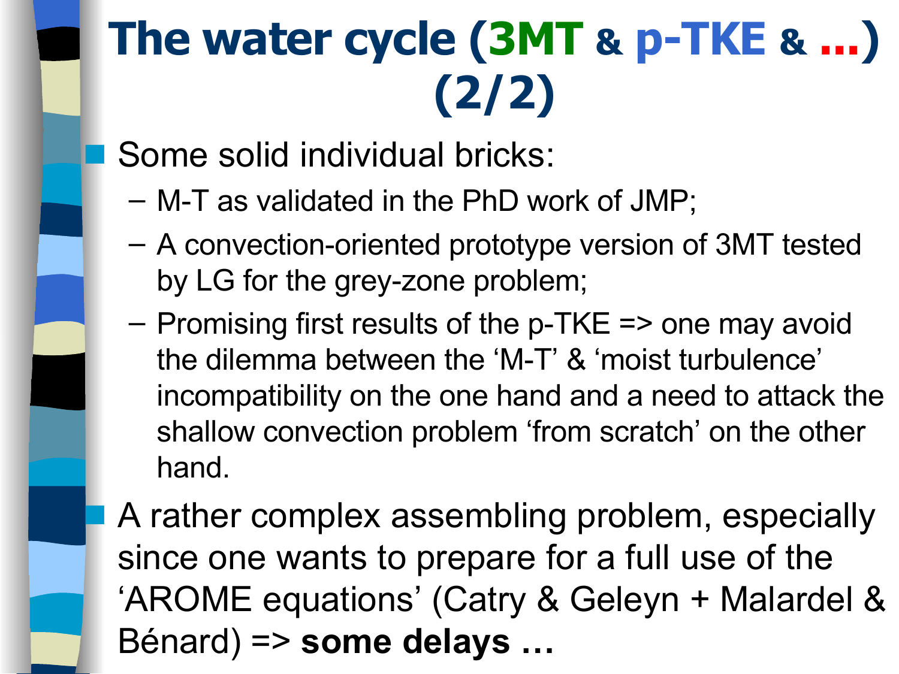# The water cycle (3MT & p-TKE & …) (2/2)

- Some solid individual bricks:
  - M-T as validated in the PhD work of JMP;
  - A convection-oriented prototype version of 3MT tested by LG for the grey-zone problem;
  - Promising first results of the p-TKE => one may avoid the dilemma between the 'M-T' & 'moist turbulence' incompatibility on the one hand and a need to attack the shallow convection problem 'from scratch' on the other hand.
- A rather complex assembling problem, especially since one wants to prepare for a full use of the 'AROME equations' (Catry & Geleyn + Malardel & Bénard) => **some delays …**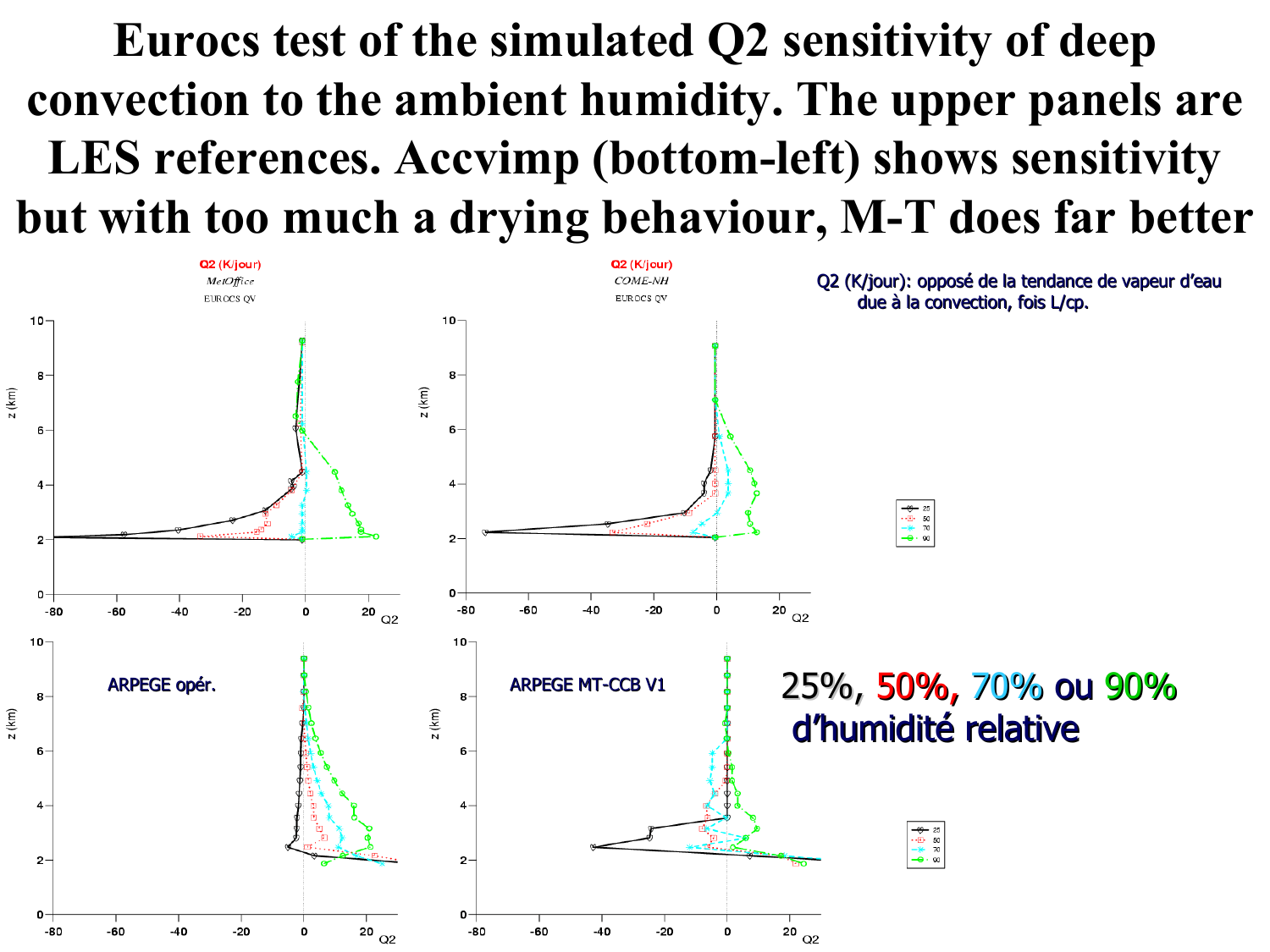# Eurocs test of the simulated Q2 sensitivity of deep convection to the ambient humidity. The upper panels are LES references. Accvimp (bottom-left) shows sensitivity but with too much a drying behaviour, M-T does far better

Q2 (K/jour): opposé de la tendance de vapeur d'eau due à la convection, fois L/cp.

25%, 50%, 70% ou 90% d'humidité relative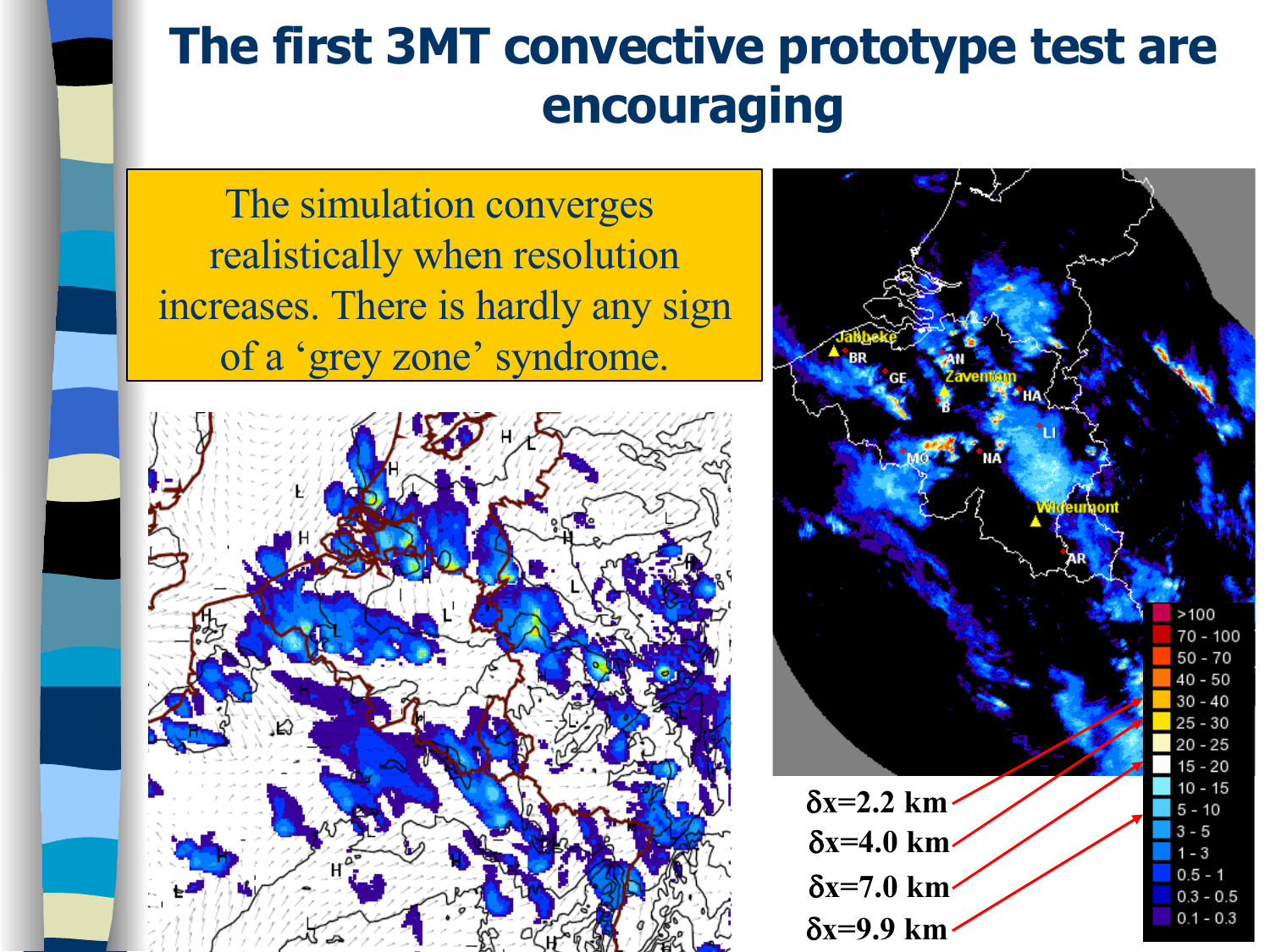# The first 3MT convective prototype test are encouraging

The simulation converges realistically when resolution increases. There is hardly any sign of a ‘grey zone’ syndrome.

δx=2.2 km

δx=4.0 km

δx=7.0 km

δx=9.9 km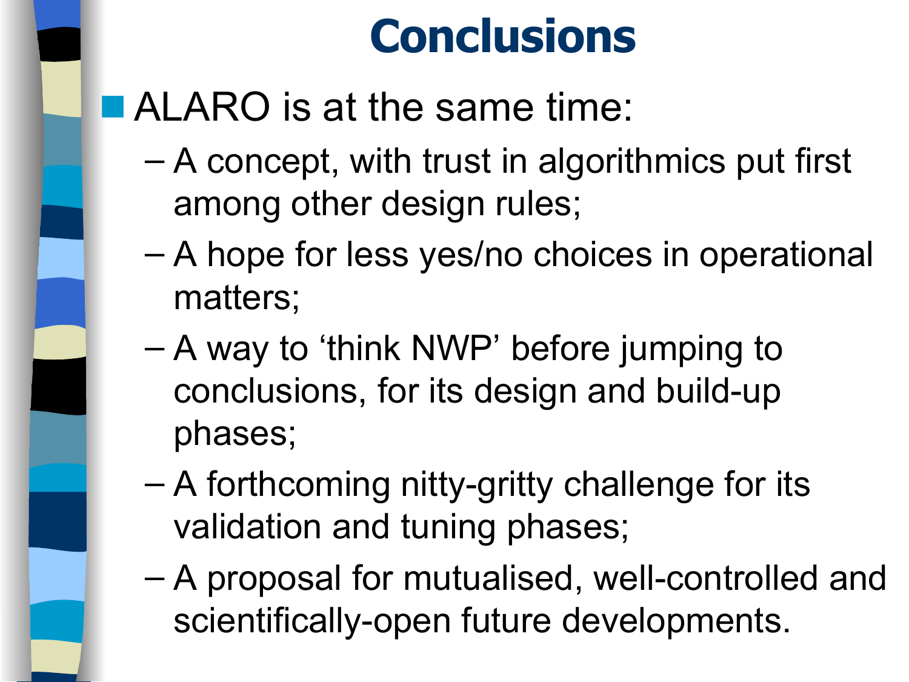# Conclusions

- ALARO is at the same time:
  - A concept, with trust in algorithmics put first among other design rules;
  - A hope for less yes/no choices in operational matters;
  - A way to 'think NWP' before jumping to conclusions, for its design and build-up phases;
  - A forthcoming nitty-gritty challenge for its validation and tuning phases;
  - A proposal for mutualised, well-controlled and scientifically-open future developments.